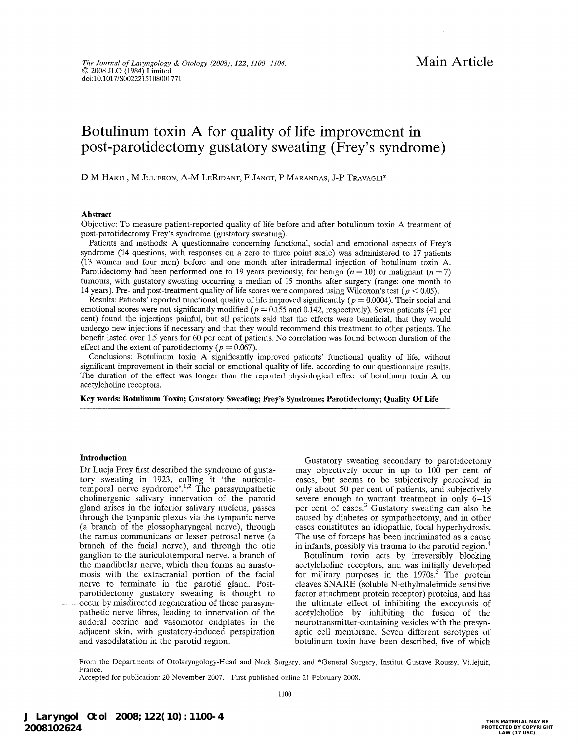Main Article

# Botulinum toxin A for quality of life improvement in post-parotidectomy gustatory sweating (Frey's syndrome)

D M Hartl, M Julieron, A-M LeRidant, F Janot, P Marandas, J-P Travagli*

## Abstract

Objective: To measure patient-reported quality of life before and after botulinum toxin A treatment of post-parotidectomy Frey's syndrome (gustatory sweating).

Patients and methods: A questionnaire concerning functional, social and emotional aspects of Frey's syndrome (14 questions, with responses on a zero to three point scale) was administered to 17 patients (13 women and four men) before and one month after intradermal injection of botulinum toxin A. Parotidectomy had been performed one to 19 years previously, for benign ($n = 10$) or malignant ($n = 7$) tumours, with gustatory sweating occurring a median of 15 months after surgery (range: one month to 14 years). Pre- and post-treatment quality of life scores were compared using Wilcoxon's test ($p < 0.05$).

Results: Patients' reported functional quality of life improved significantly ($p = 0.0004$). Their social and emotional scores were not significantly modified ($p = 0.155$ and 0.142, respectively). Seven patients (41 per cent) found the injections painful, but all patients said that the effects were beneficial, that they would undergo new injections if necessary and that they would recommend this treatment to other patients. The benefit lasted over 1.5 years for 60 per cent of patients. No correlation was found between duration of the effect and the extent of parotidectomy ($p = 0.067$).

Conclusions: Botulinum toxin A significantly improved patients' functional quality of life, without significant improvement in their social or emotional quality of life, according to our questionnaire results. The duration of the effect was longer than the reported physiological effect of botulinum toxin A on acetylcholine receptors.

**Key words: Botulinum Toxin; Gustatory Sweating; Frey's Syndrome; Parotidectomy; Quality Of Life**

## Introduction

Dr Lucja Frey first described the syndrome of gustatory sweating in 1923, calling it 'the auriculotemporal nerve syndrome'.[1,2] The parasympathetic cholinergenic salivary innervation of the parotid gland arises in the inferior salivary nucleus, passes through the tympanic plexus via the tympanic nerve (a branch of the glossopharyngeal nerve), through the ramus communicans or lesser petrosal nerve (a branch of the facial nerve), and through the otic ganglion to the auriculotemporal nerve, a branch of the mandibular nerve, which then forms an anastomosis with the extracranial portion of the facial nerve to terminate in the parotid gland. Post-parotidectomy gustatory sweating is thought to occur by misdirected regeneration of these parasympathetic nerve fibres, leading to innervation of the sudoral eccrine and vasomotor endplates in the adjacent skin, with gustatory-induced perspiration and vasodilatation in the parotid region.

Gustatory sweating secondary to parotidectomy may objectively occur in up to 100 per cent of cases, but seems to be subjectively perceived in only about 50 per cent of patients, and subjectively severe enough to warrant treatment in only 6–15 per cent of cases.[3] Gustatory sweating can also be caused by diabetes or sympathectomy, and in other cases constitutes an idiopathic, focal hyperhydrosis. The use of forceps has been incriminated as a cause in infants, possibly via trauma to the parotid region.[4]

Botulinum toxin acts by irreversibly blocking acetylcholine receptors, and was initially developed for military purposes in the 1970s.[5] The protein cleaves SNARE (soluble N-ethylmaleimide-sensitive factor attachment protein receptor) proteins, and has the ultimate effect of inhibiting the exocytosis of acetylcholine by inhibiting the fusion of the neurotransmitter-containing vesicles with the presynaptic cell membrane. Seven different serotypes of botulinum toxin have been described, five of which

From the Departments of Otolaryngology-Head and Neck Surgery, and *General Surgery, Institut Gustave Roussy, Villejuif, France.
Accepted for publication: 20 November 2007. First published online 21 February 2008.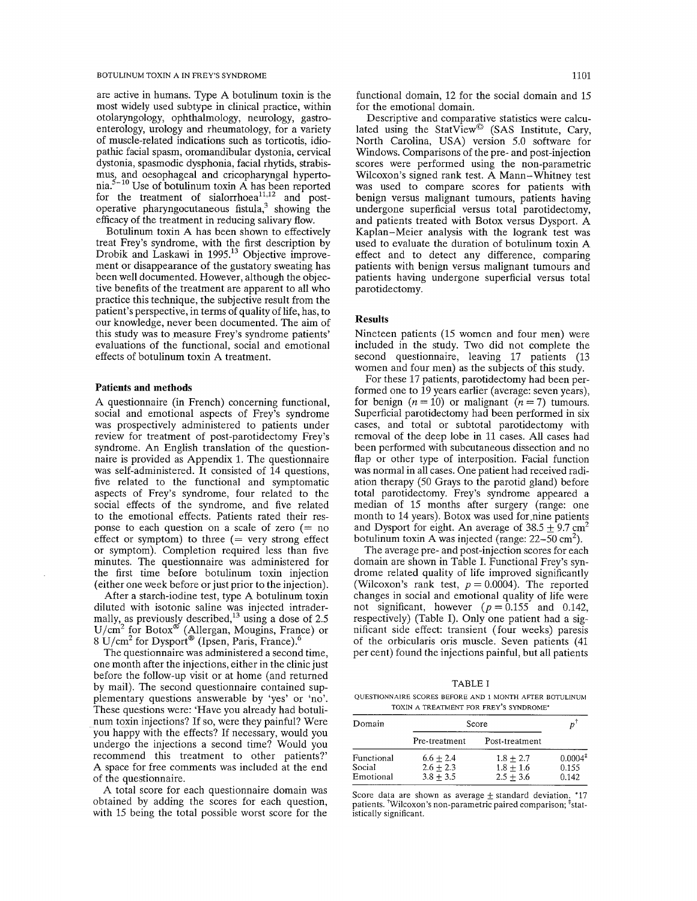are active in humans. Type A botulinum toxin is the most widely used subtype in clinical practice, within otolaryngology, ophthalmology, neurology, gastroenterology, urology and rheumatology, for a variety of muscle-related indications such as torticotis, idiopathic facial spasm, oromandibular dystonia, cervical dystonia, spasmodic dysphonia, facial rhytids, strabismus, and oesophageal and cricopharyngal hypertonia.[5–10] Use of botulinum toxin A has been reported for the treatment of sialorrhoea[11,12] and postoperative pharyngocutaneous fistula,[3] showing the efficacy of the treatment in reducing salivary flow.

Botulinum toxin A has been shown to effectively treat Frey's syndrome, with the first description by Drobik and Laskawi in 1995.[13] Objective improvement or disappearance of the gustatory sweating has been well documented. However, although the objective benefits of the treatment are apparent to all who practice this technique, the subjective result from the patient's perspective, in terms of quality of life, has, to our knowledge, never been documented. The aim of this study was to measure Frey's syndrome patients' evaluations of the functional, social and emotional effects of botulinum toxin A treatment.

## Patients and methods

A questionnaire (in French) concerning functional, social and emotional aspects of Frey's syndrome was prospectively administered to patients under review for treatment of post-parotidectomy Frey's syndrome. An English translation of the questionnaire is provided as Appendix 1. The questionnaire was self-administered. It consisted of 14 questions, five related to the functional and symptomatic aspects of Frey's syndrome, four related to the social effects of the syndrome, and five related to the emotional effects. Patients rated their response to each question on a scale of zero (= no effect or symptom) to three (= very strong effect or symptom). Completion required less than five minutes. The questionnaire was administered for the first time before botulinum toxin injection (either one week before or just prior to the injection).

After a starch-iodine test, type A botulinum toxin diluted with isotonic saline was injected intradermally, as previously described,[13] using a dose of 2.5 U/cm$^2$ for Botox® (Allergan, Mougins, France) or 8 U/cm$^2$ for Dysport® (Ipsen, Paris, France).[6]

The questionnaire was administered a second time, one month after the injections, either in the clinic just before the follow-up visit or at home (and returned by mail). The second questionnaire contained supplementary questions answerable by 'yes' or 'no'. These questions were: 'Have you already had botulinum toxin injections? If so, were they painful? Were you happy with the effects? If necessary, would you undergo the injections a second time? Would you recommend this treatment to other patients?' A space for free comments was included at the end of the questionnaire.

A total score for each questionnaire domain was obtained by adding the scores for each question, with 15 being the total possible worst score for the functional domain, 12 for the social domain and 15 for the emotional domain.

Descriptive and comparative statistics were calculated using the StatView© (SAS Institute, Cary, North Carolina, USA) version 5.0 software for Windows. Comparisons of the pre- and post-injection scores were performed using the non-parametric Wilcoxon's signed rank test. A Mann–Whitney test was used to compare scores for patients with benign versus malignant tumours, patients having undergone superficial versus total parotidectomy, and patients treated with Botox versus Dysport. A Kaplan–Meier analysis with the logrank test was used to evaluate the duration of botulinum toxin A effect and to detect any difference, comparing patients with benign versus malignant tumours and patients having undergone superficial versus total parotidectomy.

## Results

Nineteen patients (15 women and four men) were included in the study. Two did not complete the second questionnaire, leaving 17 patients (13 women and four men) as the subjects of this study.

For these 17 patients, parotidectomy had been performed one to 19 years earlier (average: seven years), for benign ($n = 10$) or malignant ($n = 7$) tumours. Superficial parotidectomy had been performed in six cases, and total or subtotal parotidectomy with removal of the deep lobe in 11 cases. All cases had been performed with subcutaneous dissection and no flap or other type of interposition. Facial function was normal in all cases. One patient had received radiation therapy (50 Grays to the parotid gland) before total parotidectomy. Frey's syndrome appeared a median of 15 months after surgery (range: one month to 14 years). Botox was used for nine patients and Dysport for eight. An average of $38.5 \pm 9.7$ cm$^2$ botulinum toxin A was injected (range: 22–50 cm$^2$).

The average pre- and post-injection scores for each domain are shown in Table I. Functional Frey's syndrome related quality of life improved significantly (Wilcoxon's rank test, $p = 0.0004$). The reported changes in social and emotional quality of life were not significant, however ($p = 0.155$ and 0.142, respectively) (Table I). Only one patient had a significant side effect: transient (four weeks) paresis of the orbicularis oris muscle. Seven patients (41 per cent) found the injections painful, but all patients

TABLE I

QUESTIONNAIRE SCORES BEFORE AND 1 MONTH AFTER BOTULINUM TOXIN A TREATMENT FOR FREY'S SYNDROME*

| Domain | Score | | $p$† |
|---|---|---|---|
| | Pre-treatment | Post-treatment | |
| Functional | $6.6 \pm 2.4$ | $1.8 \pm 2.7$ | 0.0004‡ |
| Social | $2.6 \pm 2.3$ | $1.8 \pm 1.6$ | 0.155 |
| Emotional | $3.8 \pm 3.5$ | $2.5 \pm 3.6$ | 0.142 |

Score data are shown as average ± standard deviation. *17 patients. †Wilcoxon's non-parametric paired comparison; ‡statistically significant.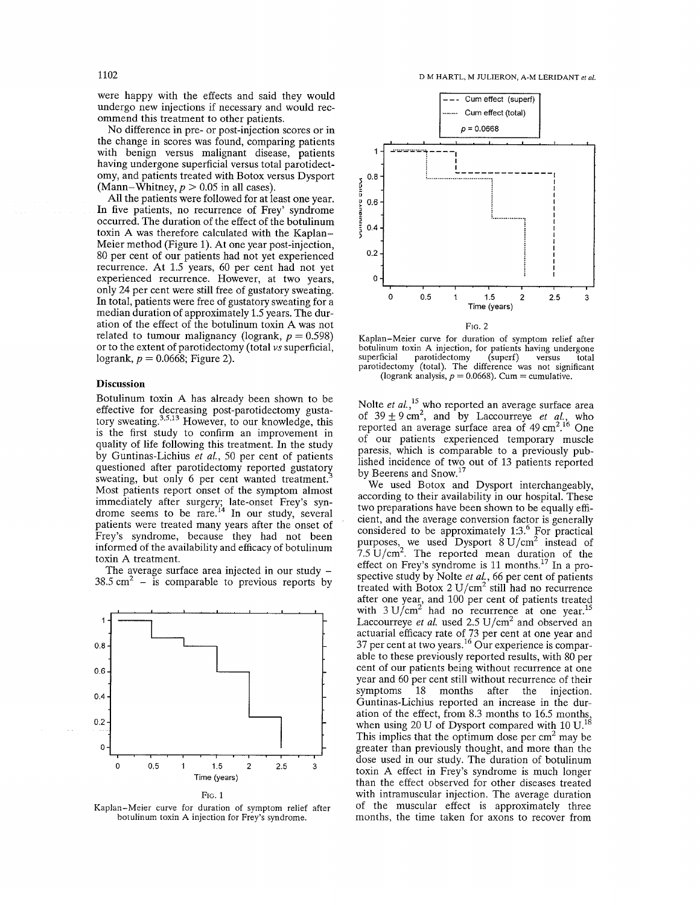were happy with the effects and said they would undergo new injections if necessary and would recommend this treatment to other patients.

No difference in pre- or post-injection scores or in the change in scores was found, comparing patients with benign versus malignant disease, patients having undergone superficial versus total parotidectomy, and patients treated with Botox versus Dysport (Mann–Whitney, $p > 0.05$ in all cases).

All the patients were followed for at least one year. In five patients, no recurrence of Frey' syndrome occurred. The duration of the effect of the botulinum toxin A was therefore calculated with the Kaplan–Meier method (Figure 1). At one year post-injection, 80 per cent of our patients had not yet experienced recurrence. At 1.5 years, 60 per cent had not yet experienced recurrence. However, at two years, only 24 per cent were still free of gustatory sweating. In total, patients were free of gustatory sweating for a median duration of approximately 1.5 years. The duration of the effect of the botulinum toxin A was not related to tumour malignancy (logrank, $p = 0.598$) or to the extent of parotidectomy (total *vs* superficial, logrank, $p = 0.0668$; Figure 2).

## Discussion

Botulinum toxin A has already been shown to be effective for decreasing post-parotidectomy gustatory sweating.[3,5,13] However, to our knowledge, this is the first study to confirm an improvement in quality of life following this treatment. In the study by Guntinas-Lichius *et al.*, 50 per cent of patients questioned after parotidectomy reported gustatory sweating, but only 6 per cent wanted treatment.[3] Most patients report onset of the symptom almost immediately after surgery; late-onset Frey's syndrome seems to be rare.[14] In our study, several patients were treated many years after the onset of Frey's syndrome, because they had not been informed of the availability and efficacy of botulinum toxin A treatment.

The average surface area injected in our study – 38.5 $cm^2$ – is comparable to previous reports by Nolte *et al.*,[15] who reported an average surface area of $39 \pm 9$ $cm^2$, and by Laccourreye *et al.*, who reported an average surface area of 49 $cm^2$.[16] One of our patients experienced temporary muscle paresis, which is comparable to a previously published incidence of two out of 13 patients reported by Beerens and Snow.[17]

FIG. 1

Kaplan–Meier curve for duration of symptom relief after botulinum toxin A injection for Frey's syndrome.

FIG. 2

Kaplan–Meier curve for duration of symptom relief after botulinum toxin A injection, for patients having undergone superficial parotidectomy (superf) versus total parotidectomy (total). The difference was not significant (logrank analysis, $p = 0.0668$). Cum = cumulative.

We used Botox and Dysport interchangeably, according to their availability in our hospital. These two preparations have been shown to be equally efficient, and the average conversion factor is generally considered to be approximately 1:3.[6] For practical purposes, we used Dysport 8 U/$cm^2$ instead of 7.5 U/$cm^2$. The reported mean duration of the effect on Frey's syndrome is 11 months.[17] In a prospective study by Nolte *et al.*, 66 per cent of patients treated with Botox 2 U/$cm^2$ still had no recurrence after one year, and 100 per cent of patients treated with 3 U/$cm^2$ had no recurrence at one year.[15] Laccourreye *et al.* used 2.5 U/$cm^2$ and observed an actuarial efficacy rate of 73 per cent at one year and 37 per cent at two years.[16] Our experience is comparable to these previously reported results, with 80 per cent of our patients being without recurrence at one year and 60 per cent still without recurrence of their symptoms 18 months after the injection. Guntinas-Lichius reported an increase in the duration of the effect, from 8.3 months to 16.5 months, when using 20 U of Dysport compared with 10 U.[18] This implies that the optimum dose per $cm^2$ may be greater than previously thought, and more than the dose used in our study. The duration of botulinum toxin A effect in Frey's syndrome is much longer than the effect observed for other diseases treated with intramuscular injection. The average duration of the muscular effect is approximately three months, the time taken for axons to recover from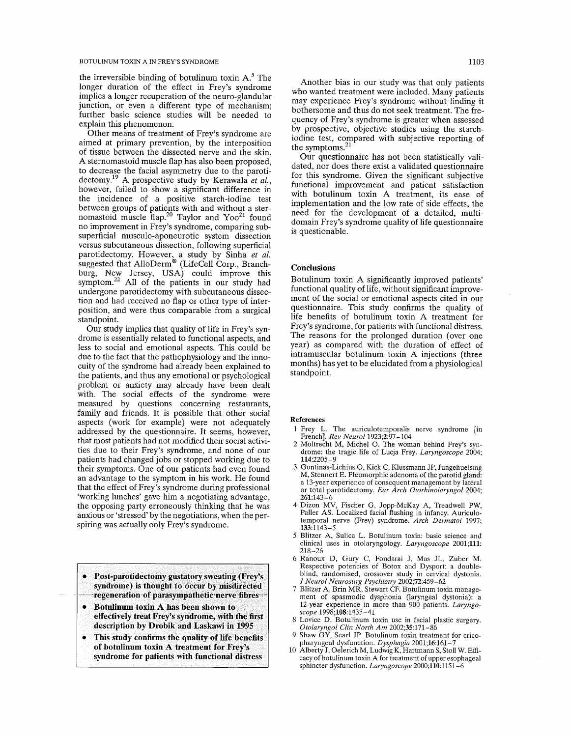the irreversible binding of botulinum toxin A.[5] The longer duration of the effect in Frey's syndrome implies a longer recuperation of the neuro-glandular junction, or even a different type of mechanism; further basic science studies will be needed to explain this phenomenon.

Other means of treatment of Frey's syndrome are aimed at primary prevention, by the interposition of tissue between the dissected nerve and the skin. A sternomastoid muscle flap has also been proposed, to decrease the facial asymmetry due to the parotidectomy.[19] A prospective study by Kerawala *et al.*, however, failed to show a significant difference in the incidence of a positive starch-iodine test between groups of patients with and without a sternomastoid muscle flap.[20] Taylor and Yoo[21] found no improvement in Frey's syndrome, comparing subsuperficial musculo-aponeurotic system dissection versus subcutaneous dissection, following superficial parotidectomy. However, a study by Sinha *et al.* suggested that AlloDerm® (LifeCell Corp., Branchburg, New Jersey, USA) could improve this symptom.[22] All of the patients in our study had undergone parotidectomy with subcutaneous dissection and had received no flap or other type of interposition, and were thus comparable from a surgical standpoint.

Our study implies that quality of life in Frey's syndrome is essentially related to functional aspects, and less to social and emotional aspects. This could be due to the fact that the pathophysiology and the innocuity of the syndrome had already been explained to the patients, and thus any emotional or psychological problem or anxiety may already have been dealt with. The social effects of the syndrome were measured by questions concerning restaurants, family and friends. It is possible that other social aspects (work for example) were not adequately addressed by the questionnaire. It seems, however, that most patients had not modified their social activities due to their Frey's syndrome, and none of our patients had changed jobs or stopped working due to their symptoms. One of our patients had even found an advantage to the symptom in his work. He found that the effect of Frey's syndrome during professional 'working lunches' gave him a negotiating advantage, the opposing party erroneously thinking that he was anxious or 'stressed' by the negotiations, when the perspiring was actually only Frey's syndrome.

- **Post-parotidectomy gustatory sweating (Frey's syndrome) is thought to occur by misdirected regeneration of parasympathetic nerve fibres**
- **Botulinum toxin A has been shown to effectively treat Frey's syndrome, with the first description by Drobik and Laskawi in 1995**
- **This study confirms the quality of life benefits of botulinum toxin A treatment for Frey's syndrome for patients with functional distress**

Another bias in our study was that only patients who wanted treatment were included. Many patients may experience Frey's syndrome without finding it bothersome and thus do not seek treatment. The frequency of Frey's syndrome is greater when assessed by prospective, objective studies using the starch-iodine test, compared with subjective reporting of the symptoms.[21]

Our questionnaire has not been statistically validated, nor does there exist a validated questionnaire for this syndrome. Given the significant subjective functional improvement and patient satisfaction with botulinum toxin A treatment, its ease of implementation and the low rate of side effects, the need for the development of a detailed, multi-domain Frey's syndrome quality of life questionnaire is questionable.

## Conclusions

Botulinum toxin A significantly improved patients' functional quality of life, without significant improvement of the social or emotional aspects cited in our questionnaire. This study confirms the quality of life benefits of botulinum toxin A treatment for Frey's syndrome, for patients with functional distress. The reasons for the prolonged duration (over one year) as compared with the duration of effect of intramuscular botulinum toxin A injections (three months) has yet to be elucidated from a physiological standpoint.

## References

1. Frey L. The auriculotemporalis nerve syndrome [in French]. *Rev Neurol* 1923;**2**:97–104
2. Moltrecht M, Michel O. The woman behind Frey's syndrome: the tragic life of Lucja Frey. *Laryngoscope* 2004; **114**:2205–9
3. Guntinas-Lichius O, Kick C, Klussmann JP, Jungehuelsing M, Stennert E. Pleomorphic adenoma of the parotid gland: a 13-year experience of consequent management by lateral or total parotidectomy. *Eur Arch Otorhinolaryngol* 2004; **261**:143–6
4. Dizon MV, Fischer G, Jopp-McKay A, Treadwell PW, Paller AS. Localized facial flushing in infancy. Auriculotemporal nerve (Frey) syndrome. *Arch Dermatol* 1997; **133**:1143–5
5. Blitzer A, Sulica L. Botulinum toxin: basic science and clinical uses in otolaryngology. *Laryngoscope* 2001;**111**: 218–26
6. Ranoux D, Gury C, Fondarai J, Mas JL, Zuber M. Respective potencies of Botox and Dysport: a double-blind, randomised, crossover study in cervical dystonia. *J Neurol Neurosurg Psychiatry* 2002;**72**:459–62
7. Blitzer A, Brin MR, Stewart CF. Botulinum toxin management of spasmodic dysphonia (laryngeal dystonia): a 12-year experience in more than 900 patients. *Laryngoscope* 1998;**108**:1435–41
8. Lovice D. Botulinum toxin use in facial plastic surgery. *Otolaryngol Clin North Am* 2002;**35**:171–86
9. Shaw GY, Searl JP. Botulinum toxin treatment for cricopharyngeal dysfunction. *Dysphagia* 2001;**16**:161–7
10. Alberty J. Oelerich M, Ludwig K, Hartmann S, Stoll W. Efficacy of botulinum toxin A for treatment of upper esophageal sphincter dysfunction. *Laryngoscope* 2000;**110**:1151–6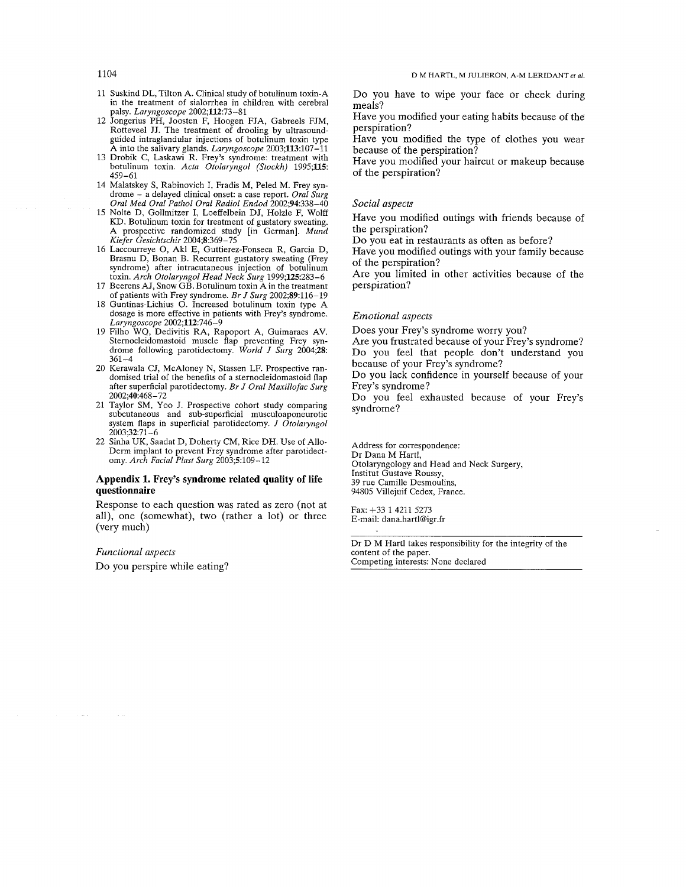11 Suskind DL, Tilton A. Clinical study of botulinum toxin-A in the treatment of sialorrhea in children with cerebral palsy. *Laryngoscope* 2002;**112**:73–81

12 Jongerius PH, Joosten F, Hoogen FJA, Gabreels FJM, Rotteveel JJ. The treatment of drooling by ultrasound-guided intraglandular injections of botulinum toxin type A into the salivary glands. *Laryngoscope* 2003;**113**:107–11

13 Drobik C, Laskawi R. Frey's syndrome: treatment with botulinum toxin. *Acta Otolaryngol (Stockh)* 1995;**115**: 459–61

14 Malatskey S, Rabinovich I, Fradis M, Peled M. Frey syndrome – a delayed clinical onset: a case report. *Oral Surg Oral Med Oral Pathol Oral Radiol Endod* 2002;**94**:338–40

15 Nolte D, Gollmitzer I, Loeffelbein DJ, Holzle F, Wolff KD. Botulinum toxin for treatment of gustatory sweating. A prospective randomized study [in German]. *Mund Kiefer Gesichtschir* 2004;**8**:369–75

16 Laccourreye O, Akl E, Guttierez-Fonseca R, Garcia D, Brasnu D, Bonan B. Recurrent gustatory sweating (Frey syndrome) after intracutaneous injection of botulinum toxin. *Arch Otolaryngol Head Neck Surg* 1999;**125**:283–6

17 Beerens AJ, Snow GB. Botulinum toxin A in the treatment of patients with Frey syndrome. *Br J Surg* 2002;**89**:116–19

18 Guntinas-Lichius O. Increased botulinum toxin type A dosage is more effective in patients with Frey's syndrome. *Laryngoscope* 2002;**112**:746–9

19 Filho WQ, Dedivitis RA, Rapoport A, Guimaraes AV. Sternocleidomastoid muscle flap preventing Frey syndrome following parotidectomy. *World J Surg* 2004;**28**: 361–4

20 Kerawala CJ, McAloney N, Stassen LF. Prospective randomised trial of the benefits of a sternocleidomastoid flap after superficial parotidectomy. *Br J Oral Maxillofac Surg* 2002;**40**:468–72

21 Taylor SM, Yoo J. Prospective cohort study comparing subcutaneous and sub-superficial musculoaponeurotic system flaps in superficial parotidectomy. *J Otolaryngol* 2003;**32**:71–6

22 Sinha UK, Saadat D, Doherty CM, Rice DH. Use of AlloDerm implant to prevent Frey syndrome after parotidectomy. *Arch Facial Plast Surg* 2003;**5**:109–12

## Appendix 1. Frey's syndrome related quality of life questionnaire

Response to each question was rated as zero (not at all), one (somewhat), two (rather a lot) or three (very much)

*Functional aspects*

Do you perspire while eating?

Do you have to wipe your face or cheek during meals?

Have you modified your eating habits because of the perspiration?

Have you modified the type of clothes you wear because of the perspiration?

Have you modified your haircut or makeup because of the perspiration?

*Social aspects*

Have you modified outings with friends because of the perspiration?

Do you eat in restaurants as often as before?

Have you modified outings with your family because of the perspiration?

Are you limited in other activities because of the perspiration?

*Emotional aspects*

Does your Frey's syndrome worry you?

Are you frustrated because of your Frey's syndrome?

Do you feel that people don't understand you because of your Frey's syndrome?

Do you lack confidence in yourself because of your Frey's syndrome?

Do you feel exhausted because of your Frey's syndrome?

Address for correspondence:
Dr Dana M Hartl,
Otolaryngology and Head and Neck Surgery,
Institut Gustave Roussy,
39 rue Camille Desmoulins,
94805 Villejuif Cedex, France.

Fax: +33 1 4211 5273
E-mail: dana.hartl@igr.fr

Dr D M Hartl takes responsibility for the integrity of the content of the paper.
Competing interests: None declared